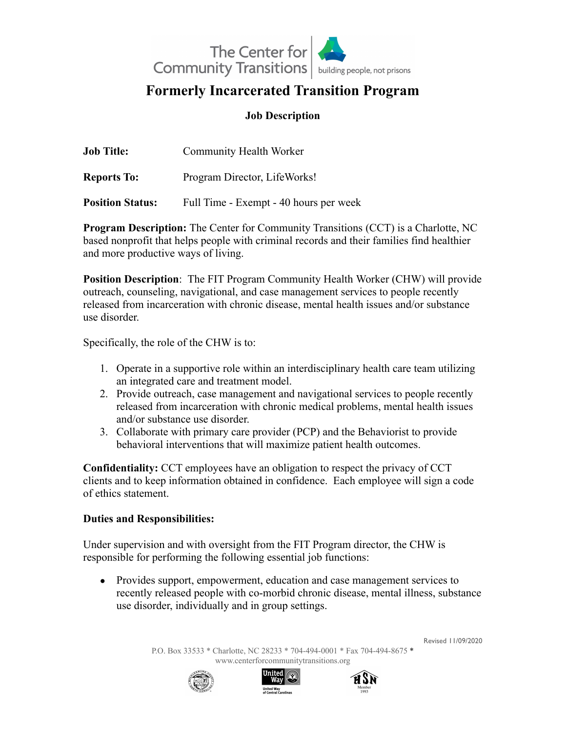The Center for Community Transitions | building people, not prisons

# Formerly Incarcerated Transition Program

## Job Description

**Job Title:** Community Health Worker

**Reports To:** Program Director, LifeWorks!

**Position Status:** Full Time - Exempt - 40 hours per week

**Program Description:** The Center for Community Transitions (CCT) is a Charlotte, NC based nonprofit that helps people with criminal records and their families find healthier and more productive ways of living.

**Position Description**: The FIT Program Community Health Worker (CHW) will provide outreach, counseling, navigational, and case management services to people recently released from incarceration with chronic disease, mental health issues and/or substance use disorder.

Specifically, the role of the CHW is to:

1. Operate in a supportive role within an interdisciplinary health care team utilizing an integrated care and treatment model.
2. Provide outreach, case management and navigational services to people recently released from incarceration with chronic medical problems, mental health issues and/or substance use disorder.
3. Collaborate with primary care provider (PCP) and the Behaviorist to provide behavioral interventions that will maximize patient health outcomes.

**Confidentiality:** CCT employees have an obligation to respect the privacy of CCT clients and to keep information obtained in confidence. Each employee will sign a code of ethics statement.

**Duties and Responsibilities:**

Under supervision and with oversight from the FIT Program director, the CHW is responsible for performing the following essential job functions:

- Provides support, empowerment, education and case management services to recently released people with co-morbid chronic disease, mental illness, substance use disorder, individually and in group settings.

Revised 11/09/2020

P.O. Box 33533 * Charlotte, NC 28233 * 704-494-0001 * Fax 704-494-8675 *
www.centerforcommunitytransitions.org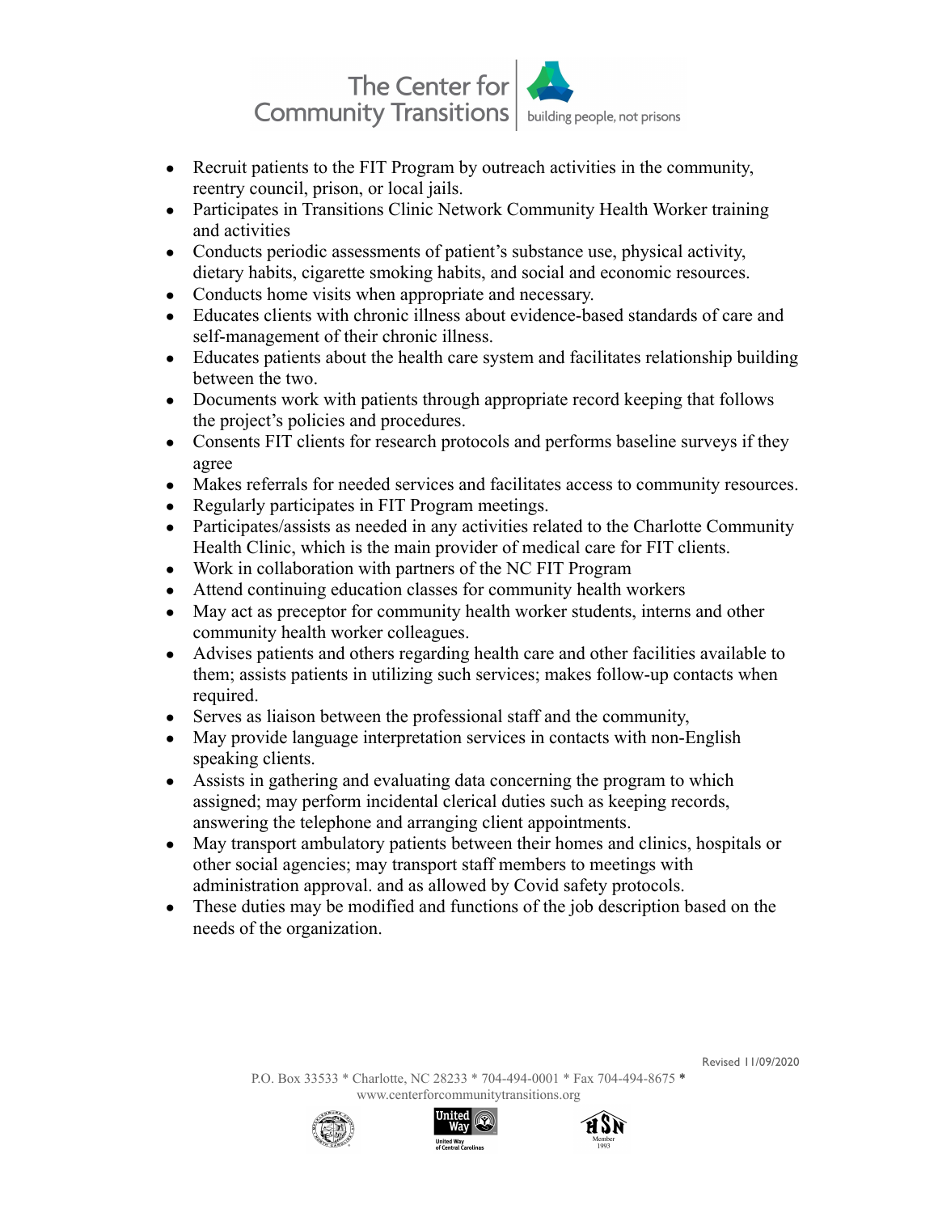- Recruit patients to the FIT Program by outreach activities in the community, reentry council, prison, or local jails.
- Participates in Transitions Clinic Network Community Health Worker training and activities
- Conducts periodic assessments of patient's substance use, physical activity, dietary habits, cigarette smoking habits, and social and economic resources.
- Conducts home visits when appropriate and necessary.
- Educates clients with chronic illness about evidence-based standards of care and self-management of their chronic illness.
- Educates patients about the health care system and facilitates relationship building between the two.
- Documents work with patients through appropriate record keeping that follows the project's policies and procedures.
- Consents FIT clients for research protocols and performs baseline surveys if they agree
- Makes referrals for needed services and facilitates access to community resources.
- Regularly participates in FIT Program meetings.
- Participates/assists as needed in any activities related to the Charlotte Community Health Clinic, which is the main provider of medical care for FIT clients.
- Work in collaboration with partners of the NC FIT Program
- Attend continuing education classes for community health workers
- May act as preceptor for community health worker students, interns and other community health worker colleagues.
- Advises patients and others regarding health care and other facilities available to them; assists patients in utilizing such services; makes follow-up contacts when required.
- Serves as liaison between the professional staff and the community,
- May provide language interpretation services in contacts with non-English speaking clients.
- Assists in gathering and evaluating data concerning the program to which assigned; may perform incidental clerical duties such as keeping records, answering the telephone and arranging client appointments.
- May transport ambulatory patients between their homes and clinics, hospitals or other social agencies; may transport staff members to meetings with administration approval. and as allowed by Covid safety protocols.
- These duties may be modified and functions of the job description based on the needs of the organization.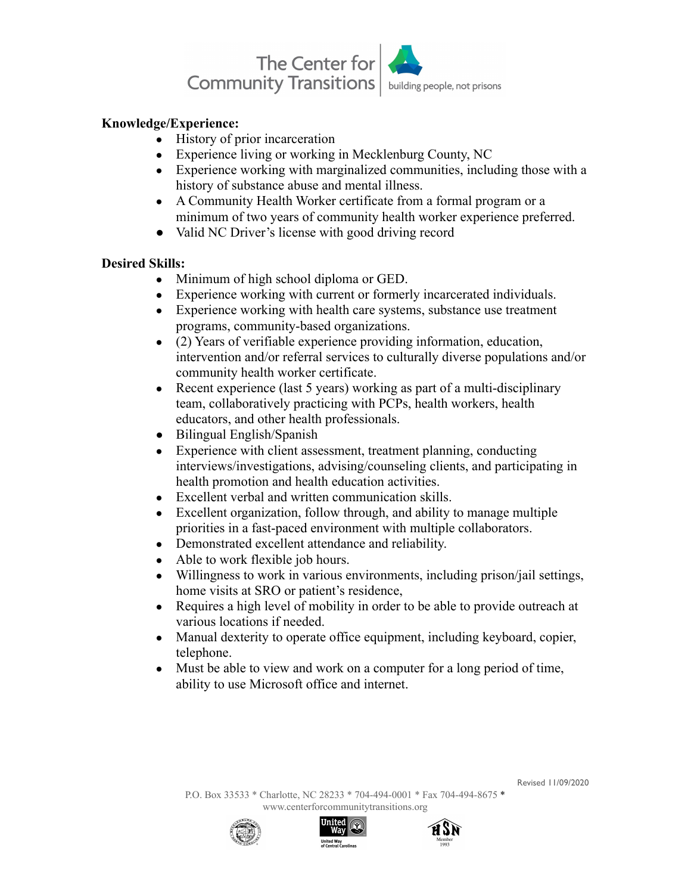**Knowledge/Experience:**

- History of prior incarceration
- Experience living or working in Mecklenburg County, NC
- Experience working with marginalized communities, including those with a history of substance abuse and mental illness.
- A Community Health Worker certificate from a formal program or a minimum of two years of community health worker experience preferred.
- Valid NC Driver's license with good driving record

**Desired Skills:**

- Minimum of high school diploma or GED.
- Experience working with current or formerly incarcerated individuals.
- Experience working with health care systems, substance use treatment programs, community-based organizations.
- (2) Years of verifiable experience providing information, education, intervention and/or referral services to culturally diverse populations and/or community health worker certificate.
- Recent experience (last 5 years) working as part of a multi-disciplinary team, collaboratively practicing with PCPs, health workers, health educators, and other health professionals.
- Bilingual English/Spanish
- Experience with client assessment, treatment planning, conducting interviews/investigations, advising/counseling clients, and participating in health promotion and health education activities.
- Excellent verbal and written communication skills.
- Excellent organization, follow through, and ability to manage multiple priorities in a fast-paced environment with multiple collaborators.
- Demonstrated excellent attendance and reliability.
- Able to work flexible job hours.
- Willingness to work in various environments, including prison/jail settings, home visits at SRO or patient's residence,
- Requires a high level of mobility in order to be able to provide outreach at various locations if needed.
- Manual dexterity to operate office equipment, including keyboard, copier, telephone.
- Must be able to view and work on a computer for a long period of time, ability to use Microsoft office and internet.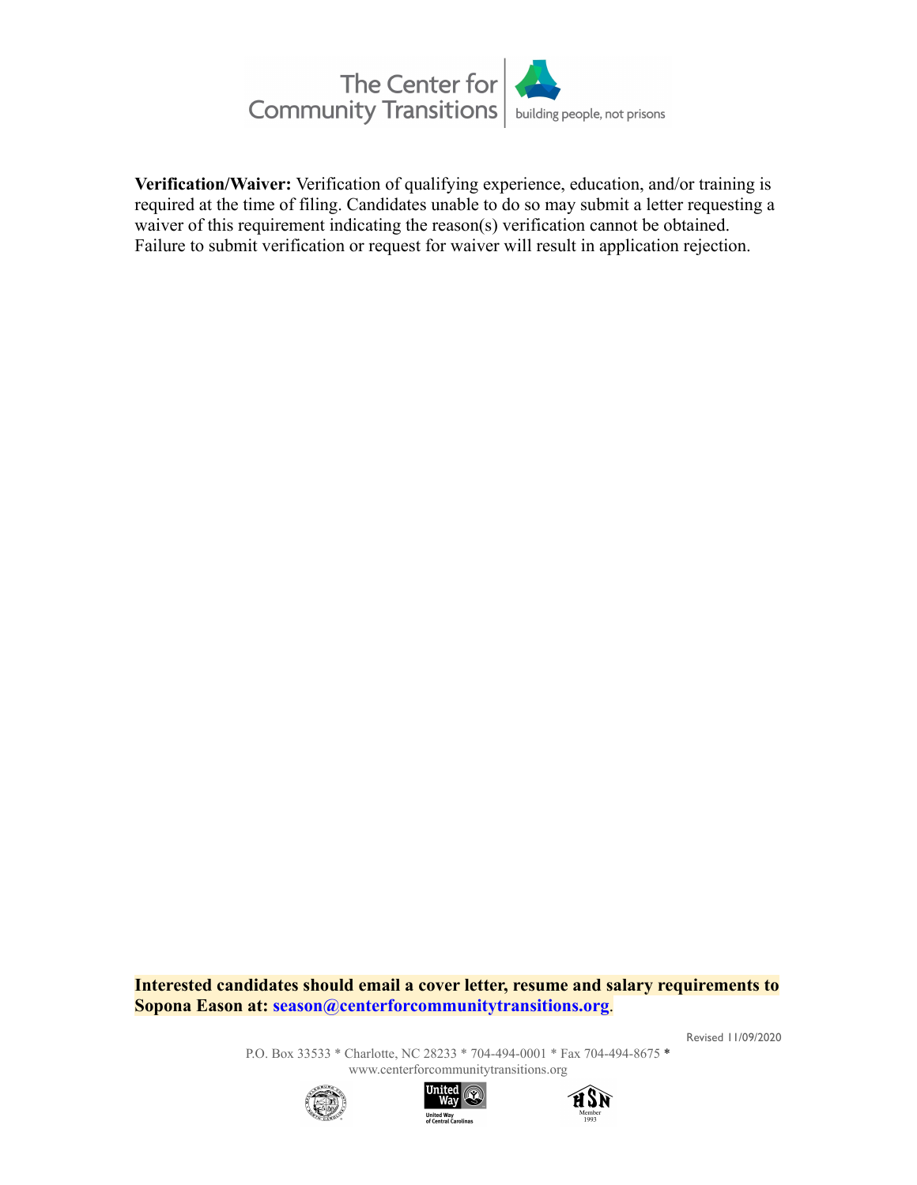**Verification/Waiver:** Verification of qualifying experience, education, and/or training is required at the time of filing. Candidates unable to do so may submit a letter requesting a waiver of this requirement indicating the reason(s) verification cannot be obtained. Failure to submit verification or request for waiver will result in application rejection.

**Interested candidates should email a cover letter, resume and salary requirements to Sopona Eason at: season@centerforcommunitytransitions.org**.

Revised 11/09/2020

P.O. Box 33533 * Charlotte, NC 28233 * 704-494-0001 * Fax 704-494-8675 *
www.centerforcommunitytransitions.org